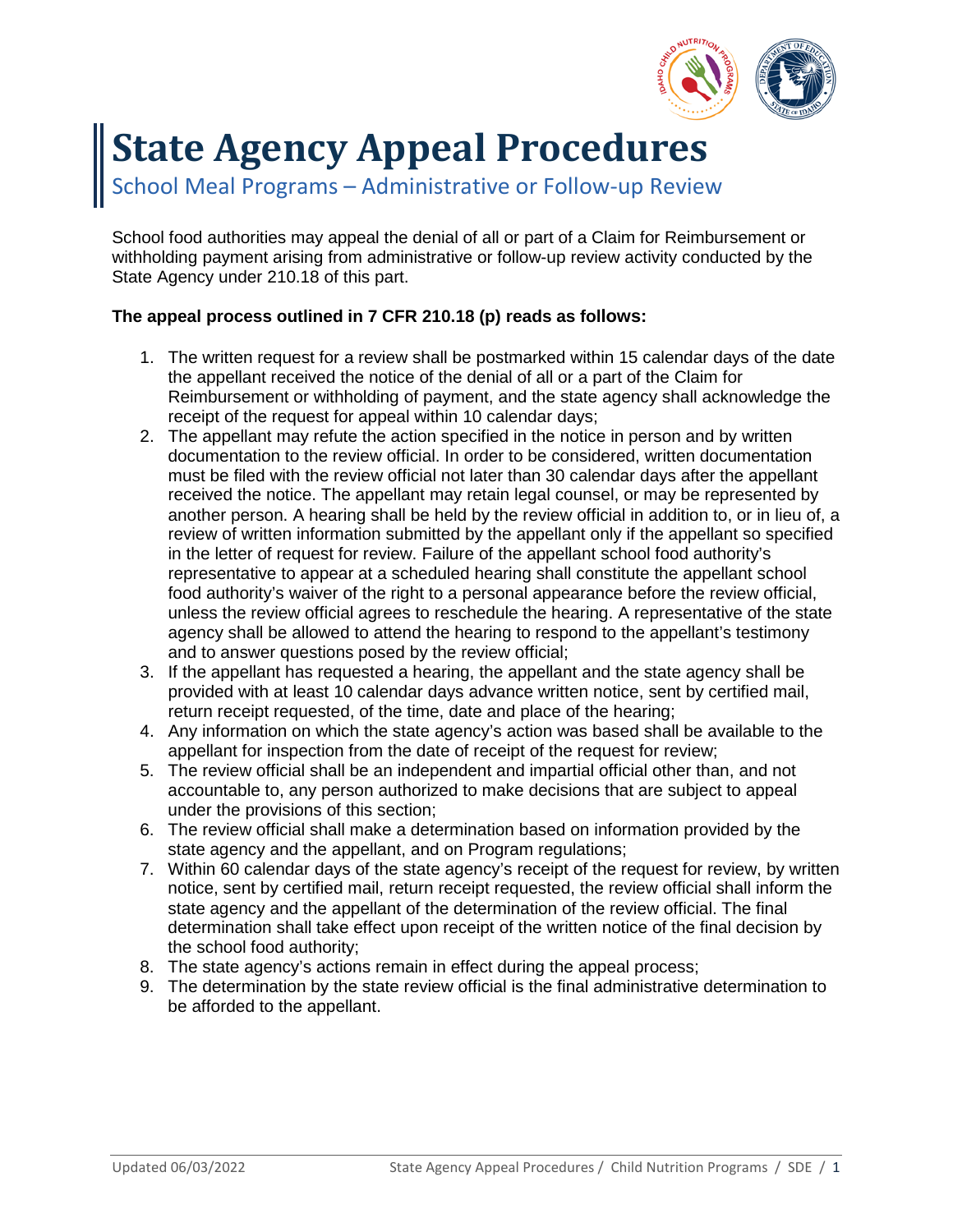# State Agency Appeal Procedures

## School Meal Programs – Administrative or Follow-up Review

School food authorities may appeal the denial of all or part of a Claim for Reimbursement or withholding payment arising from administrative or follow-up review activity conducted by the State Agency under 210.18 of this part.

**The appeal process outlined in 7 CFR 210.18 (p) reads as follows:**

1. The written request for a review shall be postmarked within 15 calendar days of the date the appellant received the notice of the denial of all or a part of the Claim for Reimbursement or withholding of payment, and the state agency shall acknowledge the receipt of the request for appeal within 10 calendar days;
2. The appellant may refute the action specified in the notice in person and by written documentation to the review official. In order to be considered, written documentation must be filed with the review official not later than 30 calendar days after the appellant received the notice. The appellant may retain legal counsel, or may be represented by another person. A hearing shall be held by the review official in addition to, or in lieu of, a review of written information submitted by the appellant only if the appellant so specified in the letter of request for review. Failure of the appellant school food authority's representative to appear at a scheduled hearing shall constitute the appellant school food authority's waiver of the right to a personal appearance before the review official, unless the review official agrees to reschedule the hearing. A representative of the state agency shall be allowed to attend the hearing to respond to the appellant's testimony and to answer questions posed by the review official;
3. If the appellant has requested a hearing, the appellant and the state agency shall be provided with at least 10 calendar days advance written notice, sent by certified mail, return receipt requested, of the time, date and place of the hearing;
4. Any information on which the state agency's action was based shall be available to the appellant for inspection from the date of receipt of the request for review;
5. The review official shall be an independent and impartial official other than, and not accountable to, any person authorized to make decisions that are subject to appeal under the provisions of this section;
6. The review official shall make a determination based on information provided by the state agency and the appellant, and on Program regulations;
7. Within 60 calendar days of the state agency's receipt of the request for review, by written notice, sent by certified mail, return receipt requested, the review official shall inform the state agency and the appellant of the determination of the review official. The final determination shall take effect upon receipt of the written notice of the final decision by the school food authority;
8. The state agency's actions remain in effect during the appeal process;
9. The determination by the state review official is the final administrative determination to be afforded to the appellant.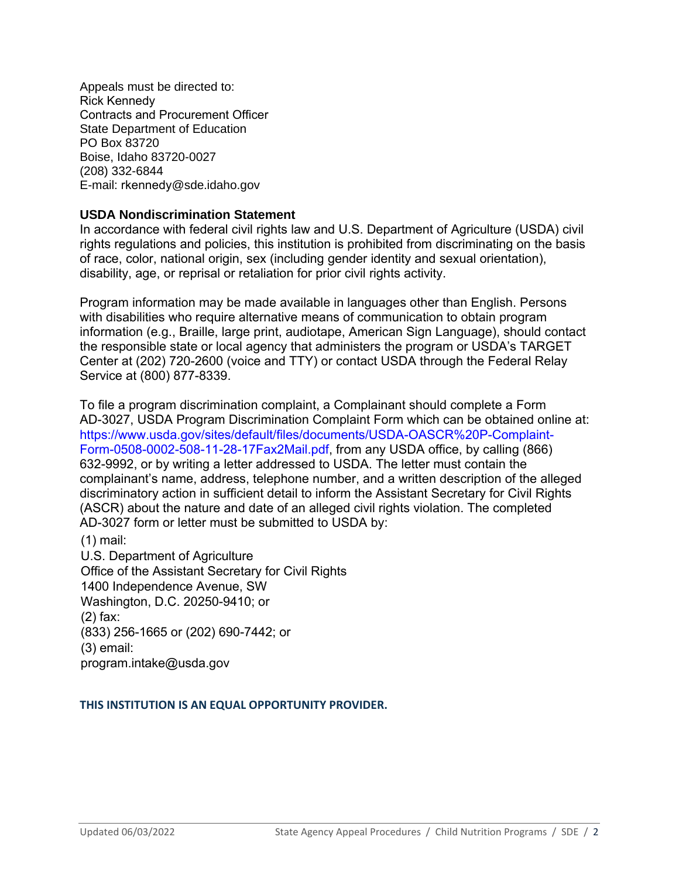Appeals must be directed to:
Rick Kennedy
Contracts and Procurement Officer
State Department of Education
PO Box 83720
Boise, Idaho 83720-0027
(208) 332-6844
E-mail: rkennedy@sde.idaho.gov

**USDA Nondiscrimination Statement**

In accordance with federal civil rights law and U.S. Department of Agriculture (USDA) civil rights regulations and policies, this institution is prohibited from discriminating on the basis of race, color, national origin, sex (including gender identity and sexual orientation), disability, age, or reprisal or retaliation for prior civil rights activity.

Program information may be made available in languages other than English. Persons with disabilities who require alternative means of communication to obtain program information (e.g., Braille, large print, audiotape, American Sign Language), should contact the responsible state or local agency that administers the program or USDA's TARGET Center at (202) 720-2600 (voice and TTY) or contact USDA through the Federal Relay Service at (800) 877-8339.

To file a program discrimination complaint, a Complainant should complete a Form AD-3027, USDA Program Discrimination Complaint Form which can be obtained online at: https://www.usda.gov/sites/default/files/documents/USDA-OASCR%20P-Complaint-Form-0508-0002-508-11-28-17Fax2Mail.pdf, from any USDA office, by calling (866) 632-9992, or by writing a letter addressed to USDA. The letter must contain the complainant's name, address, telephone number, and a written description of the alleged discriminatory action in sufficient detail to inform the Assistant Secretary for Civil Rights (ASCR) about the nature and date of an alleged civil rights violation. The completed AD-3027 form or letter must be submitted to USDA by:

(1) mail:
U.S. Department of Agriculture
Office of the Assistant Secretary for Civil Rights
1400 Independence Avenue, SW
Washington, D.C. 20250-9410; or
(2) fax:
(833) 256-1665 or (202) 690-7442; or
(3) email:
program.intake@usda.gov

**THIS INSTITUTION IS AN EQUAL OPPORTUNITY PROVIDER.**